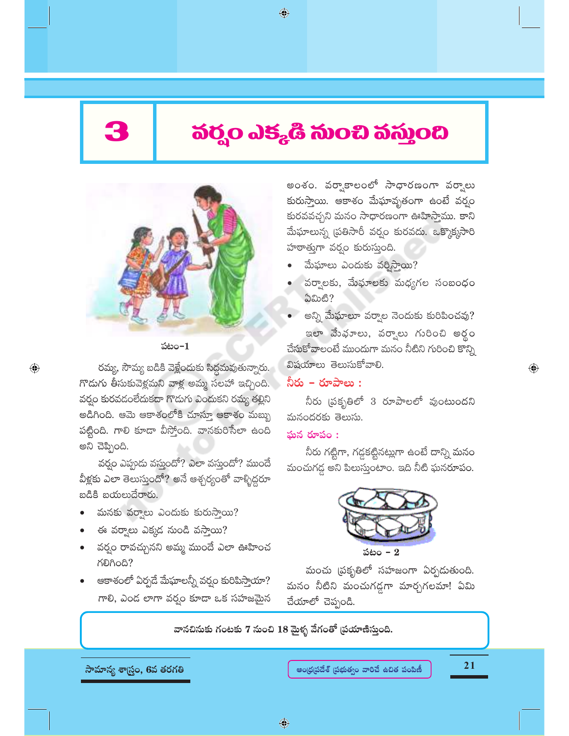# 3 వర్షం ఎక్కడి నుంచి వస్తుంది

పటం–1

రమ్య, సౌమ్య బడికి వెళ్లేందుకు సిద్ధమవుతున్నారు. గొడుగు తీసుకువెళ్లమని వాళ్ల అమ్మ సలహా ఇచ్చింది. వర్షం కురవడంలేదుకదా గొడుగు ఎందుకని రమ్య తల్లిని అడిగింది. ఆమె ఆకాశంలోకి చూస్తూ ఆకాశం మబ్బు పట్టింది. గాలి కూడా వీస్తోంది. వానకురిసేలా ఉంది అని చెప్పింది.

వర్షం ఎప్పుడు వస్తుందో? ఎలా వస్తుందో? ముందే వీళ్లకు ఎలా తెలుస్తుందో? అనే ఆశ్చర్యంతో వాళ్ళిద్దరూ బడికి బయలుదేరారు.

- మనకు వర్షాలు ఎందుకు కురుస్తాయి?
- ఈ వర్షాలు ఎక్కడ నుండి వస్తాయి?
- వర్షం రావచ్చునని అమ్మ ముందే ఎలా ఊహించగలిగింది?
- ఆకాశంలో ఏర్పడే మేఘాలన్నీ వర్షం కురిపిస్తాయా?

గాలి, ఎండ లాగా వర్షం కూడా ఒక సహజమైన అంశం. వర్షాకాలంలో సాధారణంగా వర్షాలు కురుస్తాయి. ఆకాశం మేఘావృతంగా ఉంటే వర్షం కురవవచ్చని మనం సాధారణంగా ఊహిస్తాము. కాని మేఘాలున్న ప్రతిసారీ వర్షం కురవదు. ఒక్కొక్కసారి హఠాత్తుగా వర్షం కురుస్తుంది.

- మేఘాలు ఎందుకు వర్షిస్తాయి?
- వర్షాలకు, మేఘాలకు మధ్యగల సంబంధం ఏమిటి?
- అన్ని మేఘాలూ వర్షాల నెందుకు కురిపించవు?

ఇలా మేఘాలు, వర్షాలు గురించి అర్థం చేసుకోవాలంటే ముందుగా మనం నీటిని గురించి కొన్ని విషయాలు తెలుసుకోవాలి.

## నీరు – రూపాలు :

నీరు ప్రకృతిలో 3 రూపాలలో వుంటుందని మనందరకు తెలుసు.

### ఘన రూపం :

నీరు గట్టిగా, గడ్డకట్టినట్లుగా ఉంటే దాన్ని మనం మంచుగడ్డ అని పిలుస్తుంటాం. ఇది నీటి ఘనరూపం.

పటం – 2

మంచు ప్రకృతిలో సహజంగా ఏర్పడుతుంది. మనం నీటిని మంచుగడ్డగా మార్చగలమా! ఏమి చేయాలో చెప్పండి.

**వానచినుకు గంటకు 7 నుంచి 18 మైళ్ళ వేగంతో ప్రయాణిస్తుంది.**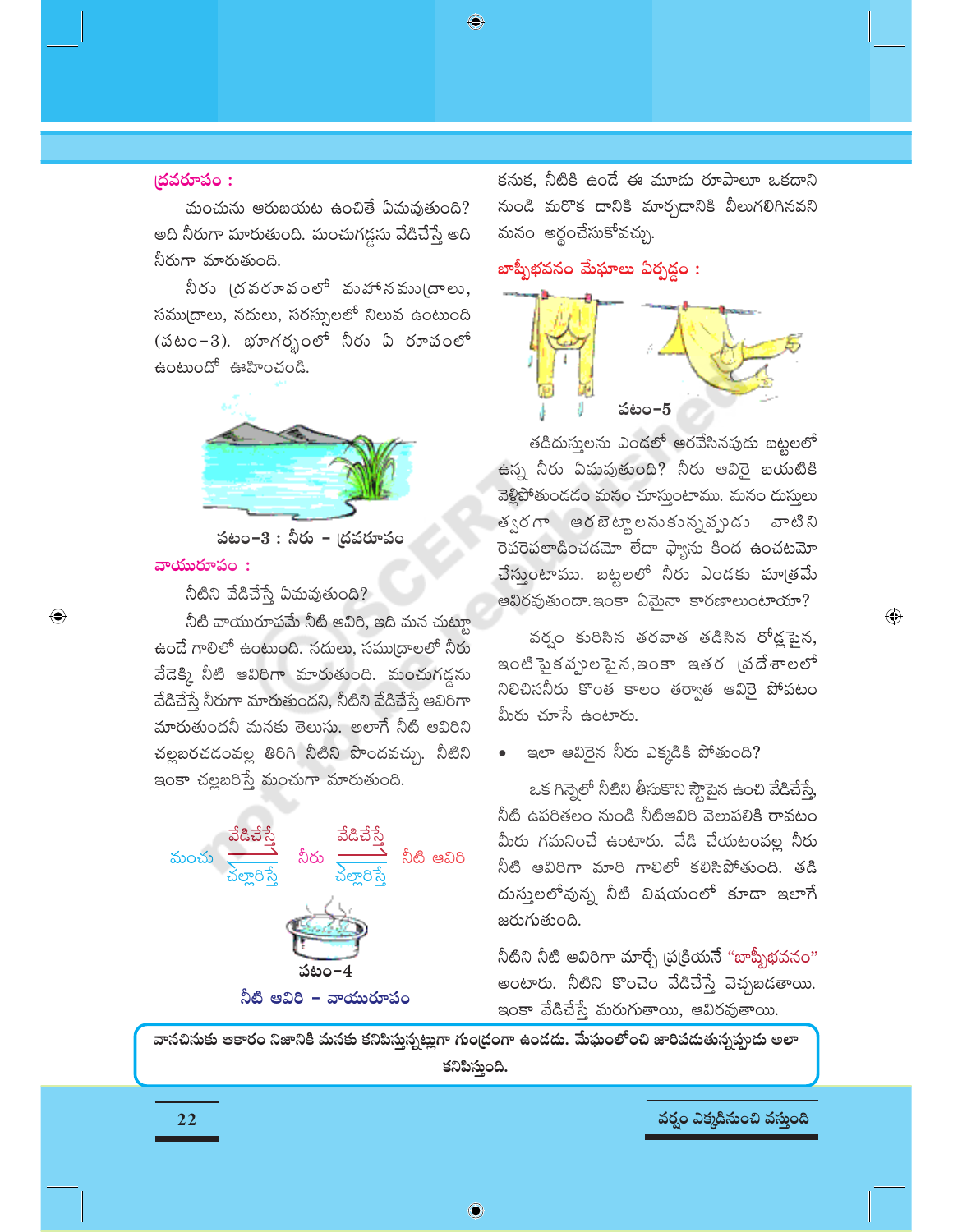### ద్రవరూపం :

మంచును ఆరుబయట ఉంచితే ఏమవుతుంది? అది నీరుగా మారుతుంది. మంచుగడ్డను వేడిచేస్తే అది నీరుగా మారుతుంది.

నీరు ద్రవరూపంలో మహాసముద్రాలు, సముద్రాలు, నదులు, సరస్సులలో నిలువ ఉంటుంది (పటం-3). భూగర్భంలో నీరు ఏ రూపంలో ఉంటుందో ఊహించండి.

పటం-3 : నీరు - ద్రవరూపం

### వాయురూపం :

నీటిని వేడిచేస్తే ఏమవుతుంది?

నీటి వాయురూపమే నీటి ఆవిరి, ఇది మన చుట్టూ ఉండే గాలిలో ఉంటుంది. నదులు, సముద్రాలలో నీరు వేడెక్కి నీటి ఆవిరిగా మారుతుంది. మంచుగడ్డను వేడిచేస్తే నీరుగా మారుతుందని, నీటిని వేడిచేస్తే ఆవిరిగా మారుతుందనీ మనకు తెలుసు. అలాగే నీటి ఆవిరిని చల్లబరచడంవల్ల తిరిగి నీటిని పొందవచ్చు. నీటిని ఇంకా చల్లబరిస్తే మంచుగా మారుతుంది.

మంచు ⇄ (వేడిచేస్తే / చల్లారిస్తే) నీరు ⇄ (వేడిచేస్తే / చల్లారిస్తే) నీటి ఆవిరి

పటం-4
నీటి ఆవిరి - వాయురూపం

కనుక, నీటికి ఉండే ఈ మూడు రూపాలూ ఒకదాని నుండి మరొక దానికి మార్చడానికి వీలుగలిగినవని మనం అర్థంచేసుకోవచ్చు.

### బాష్పీభవనం మేఘాలు ఏర్పడ్డం :

పటం-5

తడిదుస్తులను ఎండలో ఆరవేసినపుడు బట్టలలో ఉన్న నీరు ఏమవుతుంది? నీరు ఆవిరై బయటికి వెళ్లిపోతుండడం మనం చూస్తుంటాము. మనం దుస్తులు త్వరగా ఆరబెట్టాలనుకున్నప్పుడు వాటిని రెపరెపలాడించడమో లేదా ఫ్యాను కింద ఉంచటమో చేస్తుంటాము. బట్టలలో నీరు ఎండకు మాత్రమే ఆవిరవుతుందా. ఇంకా ఏమైనా కారణాలుంటాయా?

వర్షం కురిసిన తరవాత తడిసిన రోడ్లపైన, ఇంటి పైకప్పులపైన, ఇంకా ఇతర ప్రదేశాలలో నిలిచిననీరు కొంత కాలం తర్వాత ఆవిరై పోవటం మీరు చూసే ఉంటారు.

- ఇలా ఆవిరైన నీరు ఎక్కడికి పోతుంది?

ఒక గిన్నెలో నీటిని తీసుకొని స్టౌపైన ఉంచి వేడిచేస్తే, నీటి ఉపరితలం నుండి నీటిఆవిరి వెలుపలికి రావటం మీరు గమనించే ఉంటారు. వేడి చేయటంవల్ల నీరు నీటి ఆవిరిగా మారి గాలిలో కలిసిపోతుంది. తడి దుస్తులలోవున్న నీటి విషయంలో కూడా ఇలాగే జరుగుతుంది.

నీటిని నీటి ఆవిరిగా మార్చే ప్రక్రియనే "బాష్పీభవనం" అంటారు. నీటిని కొంచెం వేడిచేస్తే వెచ్చబడతాయి. ఇంకా వేడిచేస్తే మరుగుతాయి, ఆవిరవుతాయి.

**వానచినుకు ఆకారం నిజానికి మనకు కనిపిస్తున్నట్లుగా గుండ్రంగా ఉండదు. మేఘంలోంచి జారిపడుతున్నప్పుడు అలా కనిపిస్తుంది.**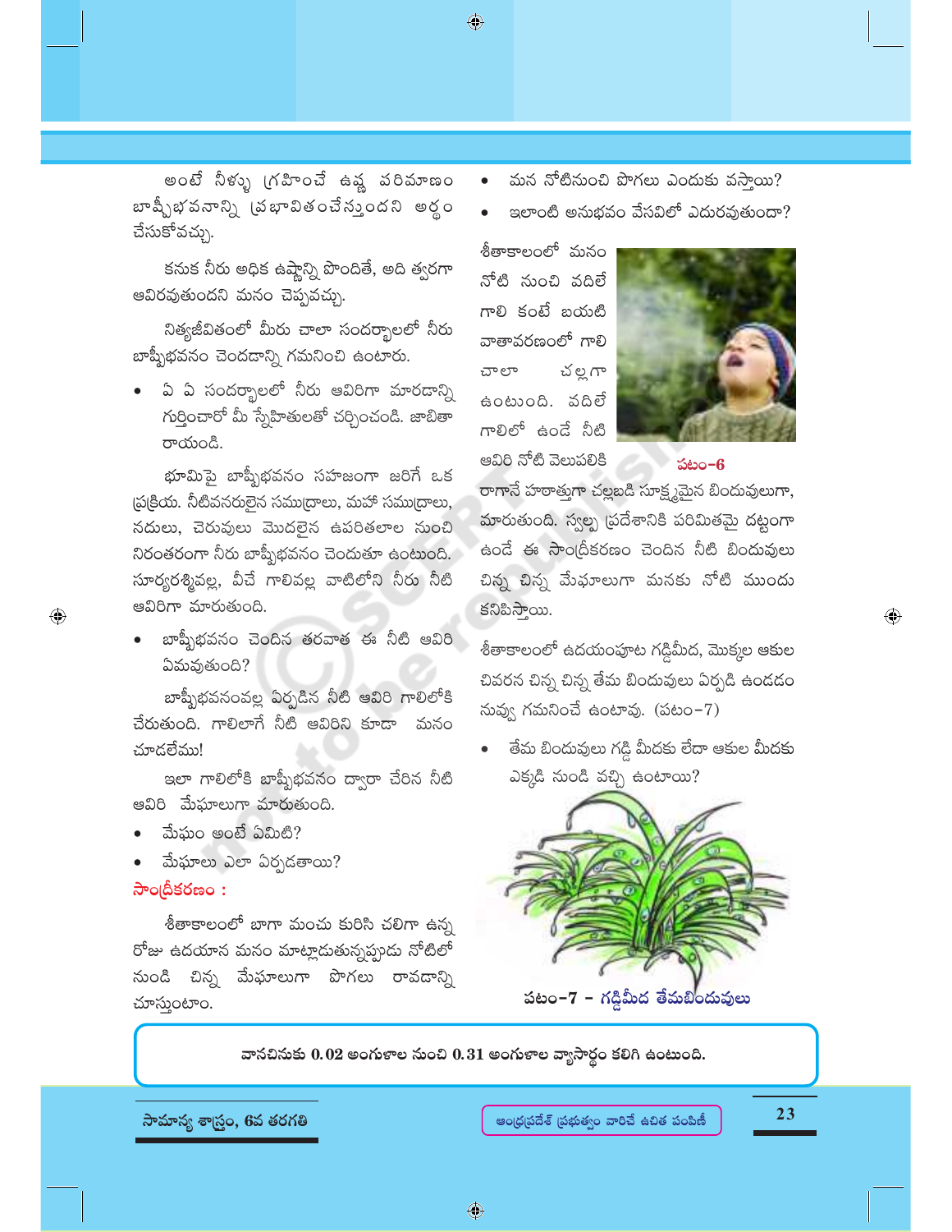అంటే నీళ్ళు గ్రహించే ఉష్ణ పరిమాణం బాష్పీభవనాన్ని ప్రభావితంచేస్తుందని అర్థం చేసుకోవచ్చు.

కనుక నీరు అధిక ఉష్ణాన్ని పొందితే, అది త్వరగా ఆవిరవుతుందని మనం చెప్పవచ్చు.

నిత్యజీవితంలో మీరు చాలా సందర్భాలలో నీరు బాష్పీభవనం చెందడాన్ని గమనించి ఉంటారు.

- ఏ ఏ సందర్భాలలో నీరు ఆవిరిగా మారడాన్ని గుర్తించారో మీ స్నేహితులతో చర్చించండి. జాబితా రాయండి.

భూమిపై బాష్పీభవనం సహజంగా జరిగే ఒక ప్రక్రియ. నీటివనరులైన సముద్రాలు, మహా సముద్రాలు, నదులు, చెరువులు మొదలైన ఉపరితలాల నుంచి నిరంతరంగా నీరు బాష్పీభవనం చెందుతూ ఉంటుంది. సూర్యరశ్మివల్ల, వీచే గాలివల్ల వాటిలోని నీరు నీటి ఆవిరిగా మారుతుంది.

- బాష్పీభవనం చెందిన తరవాత ఈ నీటి ఆవిరి ఏమవుతుంది?

బాష్పీభవనంవల్ల ఏర్పడిన నీటి ఆవిరి గాలిలోకి చేరుతుంది. గాలిలాగే నీటి ఆవిరిని కూడా మనం చూడలేము!

ఇలా గాలిలోకి బాష్పీభవనం ద్వారా చేరిన నీటి ఆవిరి మేఘాలుగా మారుతుంది.

- మేఘం అంటే ఏమిటి?
- మేఘాలు ఎలా ఏర్పడతాయి?

## సాంద్రీకరణం :

శీతాకాలంలో బాగా మంచు కురిసి చలిగా ఉన్న రోజు ఉదయాన మనం మాట్లాడుతున్నప్పుడు నోటిలో నుండి చిన్న మేఘాలుగా పొగలు రావడాన్ని చూస్తుంటాం.

- మన నోటినుంచి పొగలు ఎందుకు వస్తాయి?
- ఇలాంటి అనుభవం వేసవిలో ఎదురవుతుందా?

శీతాకాలంలో మనం నోటి నుంచి వదిలే గాలి కంటే బయటి వాతావరణంలో గాలి చాలా చల్లగా ఉంటుంది. వదిలే గాలిలో ఉండే నీటి ఆవిరి నోటి వెలుపలికి రాగానే హఠాత్తుగా చల్లబడి సూక్ష్మమైన బిందువులుగా, మారుతుంది. స్వల్ప ప్రదేశానికి పరిమితమై దట్టంగా ఉండే ఈ సాంద్రీకరణం చెందిన నీటి బిందువులు చిన్న చిన్న మేఘాలుగా మనకు నోటి ముందు కనిపిస్తాయి.

పటం–6

శీతాకాలంలో ఉదయంపూట గడ్డిమీద, మొక్కల ఆకుల చివరన చిన్న చిన్న తేమ బిందువులు ఏర్పడి ఉండడం నువ్వు గమనించే ఉంటావు. (పటం–7)

- తేమ బిందువులు గడ్డి మీదకు లేదా ఆకుల మీదకు ఎక్కడి నుండి వచ్చి ఉంటాయి?

పటం–7 – గడ్డిమీద తేమబిందువులు

**వానచినుకు 0.02 అంగుళాల నుంచి 0.31 అంగుళాల వ్యాసార్థం కలిగి ఉంటుంది.**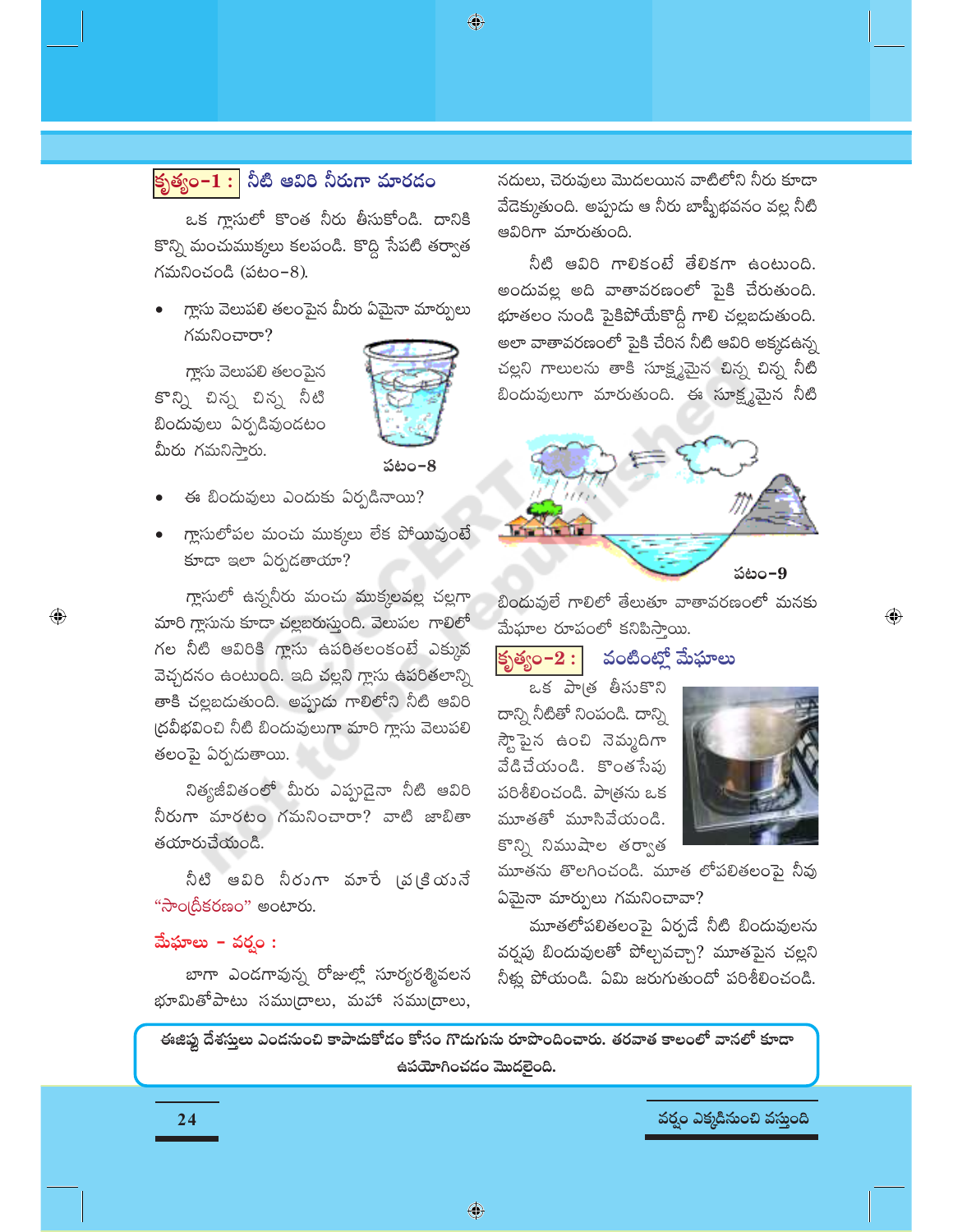## కృత్యం-1 : నీటి ఆవిరి నీరుగా మారడం

ఒక గ్లాసులో కొంత నీరు తీసుకోండి. దానికి కొన్ని మంచుముక్కలు కలపండి. కొద్ది సేపటి తర్వాత గమనించండి (పటం-8).

- గ్లాసు వెలుపలి తలంపైన మీరు ఏమైనా మార్పులు గమనించారా?

గ్లాసు వెలుపలి తలంపైన కొన్ని చిన్న చిన్న నీటి బిందువులు ఏర్పడివుండటం మీరు గమనిస్తారు.

పటం-8

- ఈ బిందువులు ఎందుకు ఏర్పడినాయి?
- గ్లాసులోపల మంచు ముక్కలు లేక పోయివుంటే కూడా ఇలా ఏర్పడతాయా?

గ్లాసులో ఉన్ననీరు మంచు ముక్కలవల్ల చల్లగా మారి గ్లాసును కూడా చల్లబరుస్తుంది. వెలుపల గాలిలో గల నీటి ఆవిరికి గ్లాసు ఉపరితలంకంటే ఎక్కువ వెచ్చదనం ఉంటుంది. ఇది చల్లని గ్లాసు ఉపరితలాన్ని తాకి చల్లబడుతుంది. అప్పుడు గాలిలోని నీటి ఆవిరి ద్రవీభవించి నీటి బిందువులుగా మారి గ్లాసు వెలుపలి తలంపై ఏర్పడుతాయి.

నిత్యజీవితంలో మీరు ఎప్పుడైనా నీటి ఆవిరి నీరుగా మారటం గమనించారా? వాటి జాబితా తయారుచేయండి.

నీటి ఆవిరి నీరుగా మారే ప్రక్రియనే "సాంద్రీకరణం" అంటారు.

### మేఘాలు - వర్షం :

బాగా ఎండగావున్న రోజుల్లో సూర్యరశ్మివలన భూమితోపాటు సముద్రాలు, మహా సముద్రాలు, నదులు, చెరువులు మొదలయిన వాటిలోని నీరు కూడా వేడెక్కుతుంది. అప్పుడు ఆ నీరు బాష్పీభవనం వల్ల నీటి ఆవిరిగా మారుతుంది.

నీటి ఆవిరి గాలికంటే తేలికగా ఉంటుంది. అందువల్ల అది వాతావరణంలో పైకి చేరుతుంది. భూతలం నుండి పైకిపోయేకొద్దీ గాలి చల్లబడుతుంది. అలా వాతావరణంలో పైకి చేరిన నీటి ఆవిరి అక్కడఉన్న చల్లని గాలులను తాకి సూక్ష్మమైన చిన్న చిన్న నీటి బిందువులుగా మారుతుంది. ఈ సూక్ష్మమైన నీటి బిందువులే గాలిలో తేలుతూ వాతావరణంలో మనకు మేఘాల రూపంలో కనిపిస్తాయి.

పటం-9

## కృత్యం-2 : వంటింట్లో మేఘాలు

ఒక పాత్ర తీసుకొని దాన్ని నీటితో నింపండి. దాన్ని స్టౌపైన ఉంచి నెమ్మదిగా వేడిచేయండి. కొంతసేపు పరిశీలించండి. పాత్రను ఒక మూతతో మూసివేయండి. కొన్ని నిముషాల తర్వాత మూతను తొలగించండి. మూత లోపలితలంపై నీవు ఏమైనా మార్పులు గమనించావా?

మూతలోపలితలంపై ఏర్పడే నీటి బిందువులను వర్షపు బిందువులతో పోల్చవచ్చా? మూతపైన చల్లని నీళ్లు పోయండి. ఏమి జరుగుతుందో పరిశీలించండి.

**ఈజిప్టు దేశస్తులు ఎండనుంచి కాపాడుకోడం కోసం గొడుగును రూపొందించారు. తరవాత కాలంలో వానలో కూడా ఉపయోగించడం మొదలైంది.**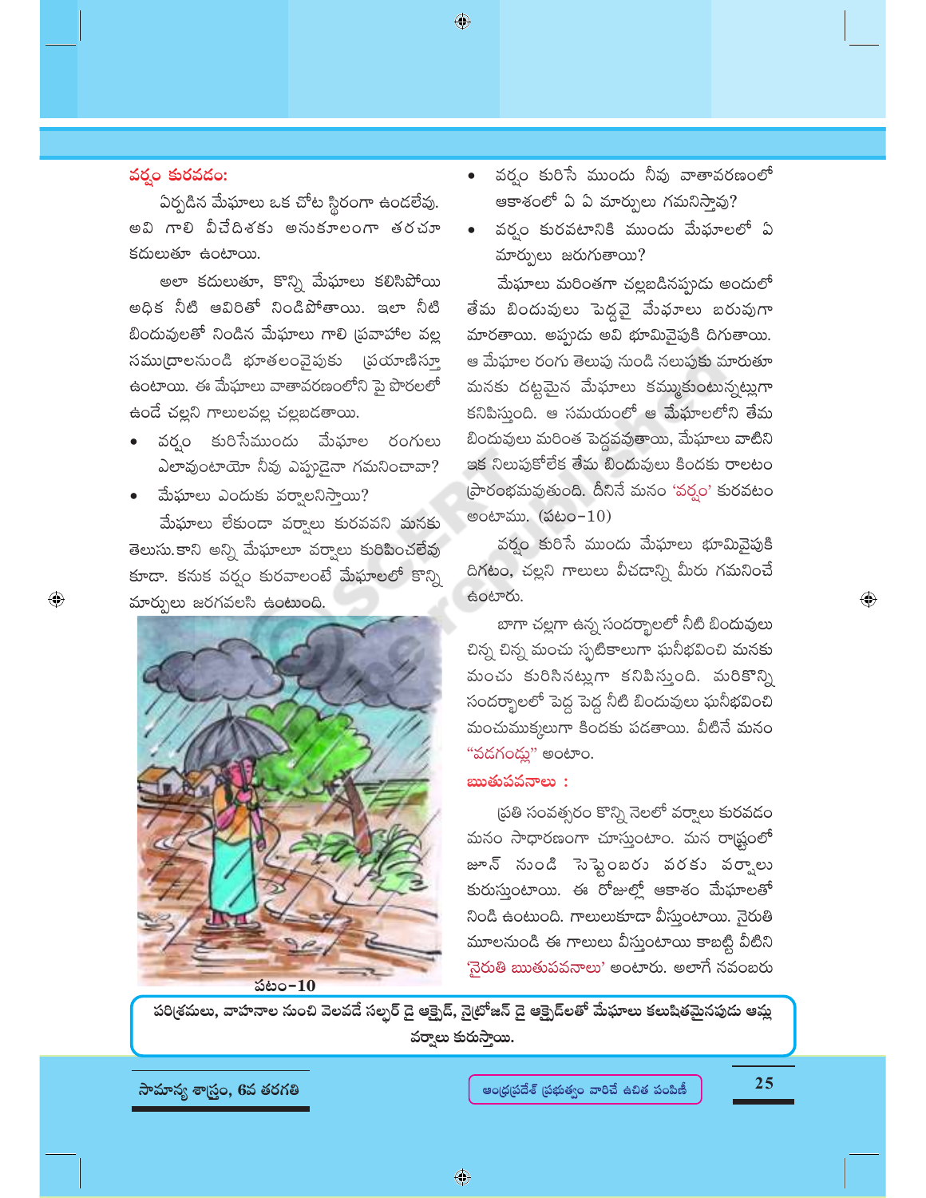## వర్షం కురవడం:

ఏర్పడిన మేఘాలు ఒక చోట స్థిరంగా ఉండలేవు. అవి గాలి వీచేదిశకు అనుకూలంగా తరచూ కదులుతూ ఉంటాయి.

అలా కదులుతూ, కొన్ని మేఘాలు కలిసిపోయి అధిక నీటి ఆవిరితో నిండిపోతాయి. ఇలా నీటి బిందువులతో నిండిన మేఘాలు గాలి ప్రవాహాల వల్ల సముద్రాలనుండి భూతలంవైపుకు ప్రయాణిస్తూ ఉంటాయి. ఈ మేఘాలు వాతావరణంలోని పై పొరలలో ఉండే చల్లని గాలులవల్ల చల్లబడతాయి.

- వర్షం కురిసేముందు మేఘాల రంగులు ఎలావుంటాయో నీవు ఎప్పుడైనా గమనించావా?
- మేఘాలు ఎందుకు వర్షాలనిస్తాయి?

మేఘాలు లేకుండా వర్షాలు కురవవని మనకు తెలుసు. కాని అన్ని మేఘాలూ వర్షాలు కురిపించలేవు కూడా. కనుక వర్షం కురవాలంటే మేఘాలలో కొన్ని మార్పులు జరగవలసి ఉంటుంది.

పటం-10

- వర్షం కురిసే ముందు నీవు వాతావరణంలో ఆకాశంలో ఏ ఏ మార్పులు గమనిస్తావు?
- వర్షం కురవటానికి ముందు మేఘాలలో ఏ మార్పులు జరుగుతాయి?

మేఘాలు మరింతగా చల్లబడినప్పుడు అందులో తేమ బిందువులు పెద్దవై మేఘాలు బరువుగా మారతాయి. అప్పుడు అవి భూమివైపుకి దిగుతాయి. ఆ మేఘాల రంగు తెలుపు నుండి నలుపుకు మారుతూ మనకు దట్టమైన మేఘాలు కమ్ముకుంటున్నట్లుగా కనిపిస్తుంది. ఆ సమయంలో ఆ మేఘాలలోని తేమ బిందువులు మరింత పెద్దవవుతాయి, మేఘాలు వాటిని ఇక నిలుపుకోలేక తేమ బిందువులు కిందకు రాలటం ప్రారంభమవుతుంది. దీనినే మనం 'వర్షం' కురవటం అంటాము. (పటం-10)

వర్షం కురిసే ముందు మేఘాలు భూమివైపుకి దిగటం, చల్లని గాలులు వీచడాన్ని మీరు గమనించే ఉంటారు.

బాగా చల్లగా ఉన్న సందర్భాలలో నీటి బిందువులు చిన్న చిన్న మంచు స్ఫటికాలుగా ఘనీభవించి మనకు మంచు కురిసినట్లుగా కనిపిస్తుంది. మరికొన్ని సందర్భాలలో పెద్ద పెద్ద నీటి బిందువులు ఘనీభవించి మంచుముక్కలుగా కిందకు పడతాయి. వీటినే మనం "వడగండ్లు" అంటాం.

## ఋతుపవనాలు :

ప్రతి సంవత్సరం కొన్ని నెలలో వర్షాలు కురవడం మనం సాధారణంగా చూస్తుంటాం. మన రాష్ట్రంలో జూన్ నుండి సెప్టెంబరు వరకు వర్షాలు కురుస్తుంటాయి. ఈ రోజుల్లో ఆకాశం మేఘాలతో నిండి ఉంటుంది. గాలులుకూడా వీస్తుంటాయి. నైరుతి మూలనుండి ఈ గాలులు వీస్తుంటాయి కాబట్టి వీటిని 'నైరుతి ఋతుపవనాలు' అంటారు. అలాగే నవంబరు

**పరిశ్రమలు, వాహనాల నుంచి వెలవడే సల్ఫర్ డై ఆక్సైడ్, నైట్రోజన్ డై ఆక్సైడ్‌లతో మేఘాలు కలుషితమైనపుడు ఆమ్ల వర్షాలు కురుస్తాయి.**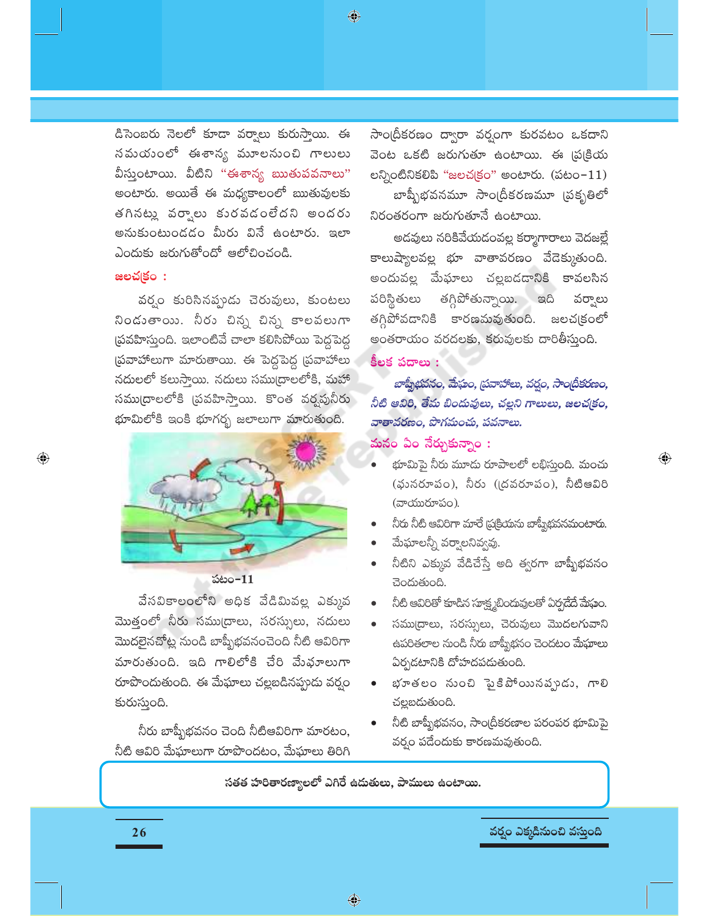డిసెంబరు నెలలో కూడా వర్షాలు కురుస్తాయి. ఈ సమయంలో ఈశాన్య మూలనుంచి గాలులు వీస్తుంటాయి. వీటిని "ఈశాన్య ఋతుపవనాలు" అంటారు. అయితే ఈ మధ్యకాలంలో ఋతువులకు తగినట్లు వర్షాలు కురవడంలేదని అందరు అనుకుంటుండడం మీరు వినే ఉంటారు. ఇలా ఎందుకు జరుగుతోందో ఆలోచించండి.

### జలచక్రం :

వర్షం కురిసినప్పుడు చెరువులు, కుంటలు నిండుతాయి. నీరు చిన్న చిన్న కాలవలుగా ప్రవహిస్తుంది. ఇలాంటివే చాలా కలిసిపోయి పెద్దపెద్ద ప్రవాహాలుగా మారుతాయి. ఈ పెద్దపెద్ద ప్రవాహాలు నదులలో కలుస్తాయి. నదులు సముద్రాలలోకి, మహా సముద్రాలలోకి ప్రవహిస్తాయి. కొంత వర్షపునీరు భూమిలోకి ఇంకి భూగర్భ జలాలుగా మారుతుంది.

పటం-11

వేసవికాలంలోని అధిక వేడిమివల్ల ఎక్కువ మొత్తంలో నీరు సముద్రాలు, సరస్సులు, నదులు మొదలైనచోట్ల నుండి బాష్పీభవనంచెంది నీటి ఆవిరిగా మారుతుంది. ఇది గాలిలోకి చేరి మేఘాలుగా రూపొందుతుంది. ఈ మేఘాలు చల్లబడినప్పుడు వర్షం కురుస్తుంది.

నీరు బాష్పీభవనం చెంది నీటిఆవిరిగా మారటం, నీటి ఆవిరి మేఘాలుగా రూపొందటం, మేఘాలు తిరిగి సాంద్రీకరణం ద్వారా వర్షంగా కురవటం ఒకదాని వెంట ఒకటి జరుగుతూ ఉంటాయి. ఈ ప్రక్రియ లన్నింటినికలిపి "జలచక్రం" అంటారు. (పటం-11)

బాష్పీభవనమూ సాంద్రీకరణమూ ప్రకృతిలో నిరంతరంగా జరుగుతూనే ఉంటాయి.

అడవులు నరికివేయడంవల్ల కర్మాగారాలు వెదజల్లే కాలుష్యాలవల్ల భూ వాతావరణం వేడెక్కుతుంది. అందువల్ల మేఘాలు చల్లబడడానికి కావలసిన పరిస్థితులు తగ్గిపోతున్నాయి. ఇది వర్షాలు తగ్గిపోవడానికి కారణమవుతుంది. జలచక్రంలో అంతరాయం వరదలకు, కరువులకు దారితీస్తుంది.

### కీలక పదాలు :

***బాష్పీభవనం, మేఘం, ప్రవాహాలు, వర్షం, సాంద్రీకరణం, నీటి ఆవిరి, తేమ బిందువులు, చల్లని గాలులు, జలచక్రం, వాతావరణం, పొగమంచు, పవనాలు.***

### మనం ఏం నేర్చుకున్నాం :

- భూమిపై నీరు మూడు రూపాలలో లభిస్తుంది. మంచు (ఘనరూపం), నీరు (ద్రవరూపం), నీటిఆవిరి (వాయురూపం).
- నీరు నీటి ఆవిరిగా మారే ప్రక్రియను బాష్పీభవనమంటారు.
- మేఘాలన్నీ వర్షాలనివ్వవు.
- నీటిని ఎక్కువ వేడిచేస్తే అది త్వరగా బాష్పీభవనం చెందుతుంది.
- నీటి ఆవిరితో కూడిన సూక్ష్మబిందువులతో ఏర్పడేదే మేఘం.
- సముద్రాలు, సరస్సులు, చెరువులు మొదలగువాని ఉపరితలాల నుండి నీరు బాష్పీభవనం చెందటం మేఘాలు ఏర్పడటానికి దోహదపడుతుంది.
- భూతలం నుంచి పైకిపోయినప్పుడు, గాలి చల్లబడుతుంది.
- నీటి బాష్పీభవనం, సాంద్రీకరణాల పరంపర భూమిపై వర్షం పడేందుకు కారణమవుతుంది.

**సతత హరితారణ్యాలలో ఎగిరే ఉడుతలు, పాములు ఉంటాయి.**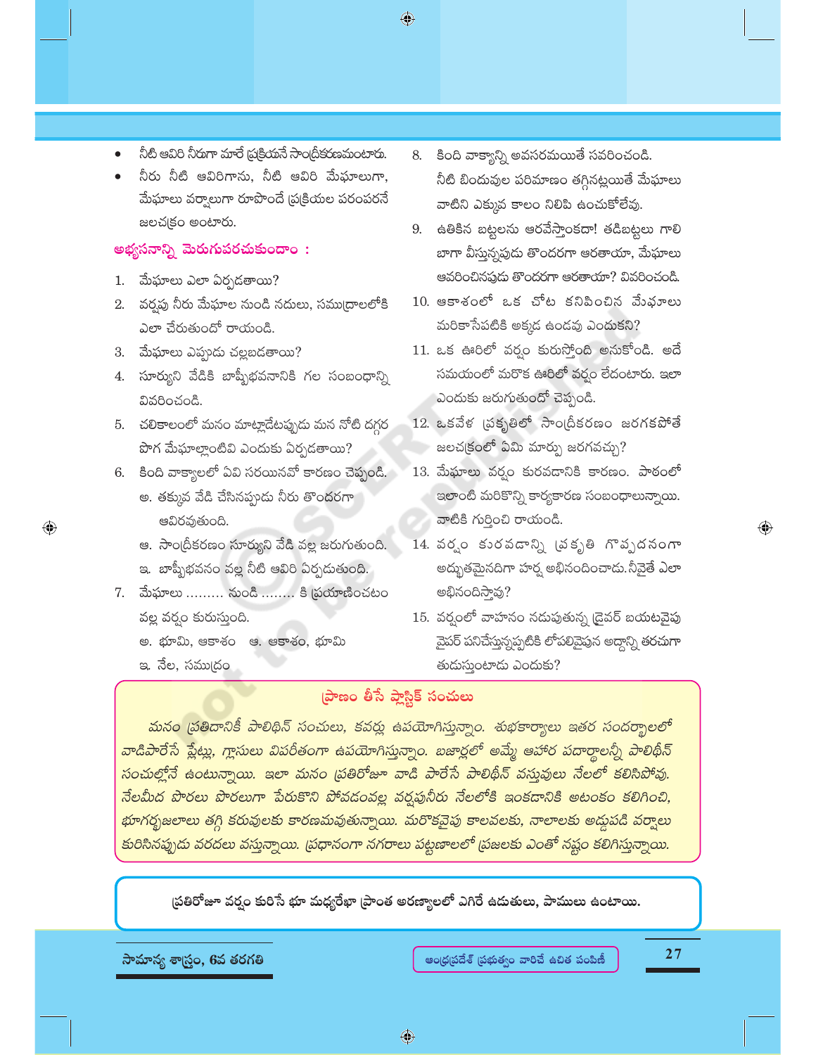- నీటి ఆవిరి నీరుగా మారే ప్రక్రియనే సాంద్రీకరణమంటారు.
- నీరు నీటి ఆవిరిగాను, నీటి ఆవిరి మేఘాలుగా, మేఘాలు వర్షాలుగా రూపొందే ప్రక్రియల పరంపరనే జలచక్రం అంటారు.

## అభ్యసనాన్ని మెరుగుపరచుకుందాం :

1. మేఘాలు ఎలా ఏర్పడతాయి?
2. వర్షపు నీరు మేఘాల నుండి నదులు, సముద్రాలలోకి ఎలా చేరుతుందో రాయండి.
3. మేఘాలు ఎప్పుడు చల్లబడతాయి?
4. సూర్యుని వేడికి బాష్పీభవనానికి గల సంబంధాన్ని వివరించండి.
5. చలికాలంలో మనం మాట్లాడేటప్పుడు మన నోటి దగ్గర పొగ మేఘాల్లాంటివి ఎందుకు ఏర్పడతాయి?
6. కింది వాక్యాలలో ఏవి సరయినవో కారణం చెప్పండి.
   అ. తక్కువ వేడి చేసినప్పుడు నీరు తొందరగా ఆవిరవుతుంది.
   ఆ. సాంద్రీకరణం సూర్యుని వేడి వల్ల జరుగుతుంది.
   ఇ. బాష్పీభవనం వల్ల నీటి ఆవిరి ఏర్పడుతుంది.
7. మేఘాలు ......... నుండి ........ కి ప్రయాణించటం వల్ల వర్షం కురుస్తుంది.
   అ. భూమి, ఆకాశం   ఆ. ఆకాశం, భూమి
   ఇ. నేల, సముద్రం
8. కింది వాక్యాన్ని అవసరమయితే సవరించండి.
   నీటి బిందువుల పరిమాణం తగ్గినట్లయితే మేఘాలు వాటిని ఎక్కువ కాలం నిలిపి ఉంచుకోలేవు.
9. ఉతికిన బట్టలను ఆరవేస్తాంకదా! తడిబట్టలు గాలి బాగా వీస్తున్నపుడు తొందరగా ఆరతాయా, మేఘాలు ఆవరించినపుడు తొందరగా ఆరతాయా? వివరించండి.
10. ఆకాశంలో ఒక చోట కనిపించిన మేఘాలు మరికాసేపటికి అక్కడ ఉండవు ఎందుకని?
11. ఒక ఊరిలో వర్షం కురుస్తోంది అనుకోండి. అదే సమయంలో మరొక ఊరిలో వర్షం లేదంటారు. ఇలా ఎందుకు జరుగుతుందో చెప్పండి.
12. ఒకవేళ ప్రకృతిలో సాంద్రీకరణం జరగకపోతే జలచక్రంలో ఏమి మార్పు జరగవచ్చు?
13. మేఘాలు వర్షం కురవడానికి కారణం. పాఠంలో ఇలాంటి మరికొన్ని కార్యకారణ సంబంధాలున్నాయి. వాటికి గుర్తించి రాయండి.
14. వర్షం కురవడాన్ని ప్రకృతి గొప్పదనంగా అద్భుతమైనదిగా హర్ష అభినందించాడు.నీవైతే ఎలా అభినందిస్తావు?
15. వర్షంలో వాహనం నడుపుతున్న డ్రైవర్ బయటవైపు వైపర్ పనిచేస్తున్నప్పటికి లోపలివైపున అద్దాన్ని తరచుగా తుడుస్తుంటాడు ఎందుకు?

### ప్రాణం తీసే ప్లాస్టిక్ సంచులు

మనం ప్రతిదానికీ పాలిథిన్ సంచులు, కవర్లు ఉపయోగిస్తున్నాం. శుభకార్యాలు ఇతర సందర్భాలలో వాడిపారేసే ప్లేట్లు, గ్లాసులు విపరీతంగా ఉపయోగిస్తున్నాం. బజార్లలో అమ్మే ఆహార పదార్థాలన్నీ పాలిథీన్ సంచుల్లోనే ఉంటున్నాయి. ఇలా మనం ప్రతిరోజూ వాడి పారేసే పాలిథీన్ వస్తువులు నేలలో కలిసిపోవు. నేలమీద పొరలు పొరలుగా పేరుకొని పోవడంవల్ల వర్షపునీరు నేలలోకి ఇంకడానికి అటంకం కలిగించి, భూగర్భజలాలు తగ్గి కరువులకు కారణమవుతున్నాయి. మరొకవైపు కాలవలకు, నాలాలకు అడ్డుపడి వర్షాలు కురిసినప్పుడు వరదలు వస్తున్నాయి. ప్రధానంగా నగరాలు పట్టణాలలో ప్రజలకు ఎంతో నష్టం కలిగిస్తున్నాయి.

ప్రతిరోజూ వర్షం కురిసే భూ మధ్యరేఖా ప్రాంత అరణ్యాలలో ఎగిరే ఉడుతలు, పాములు ఉంటాయి.